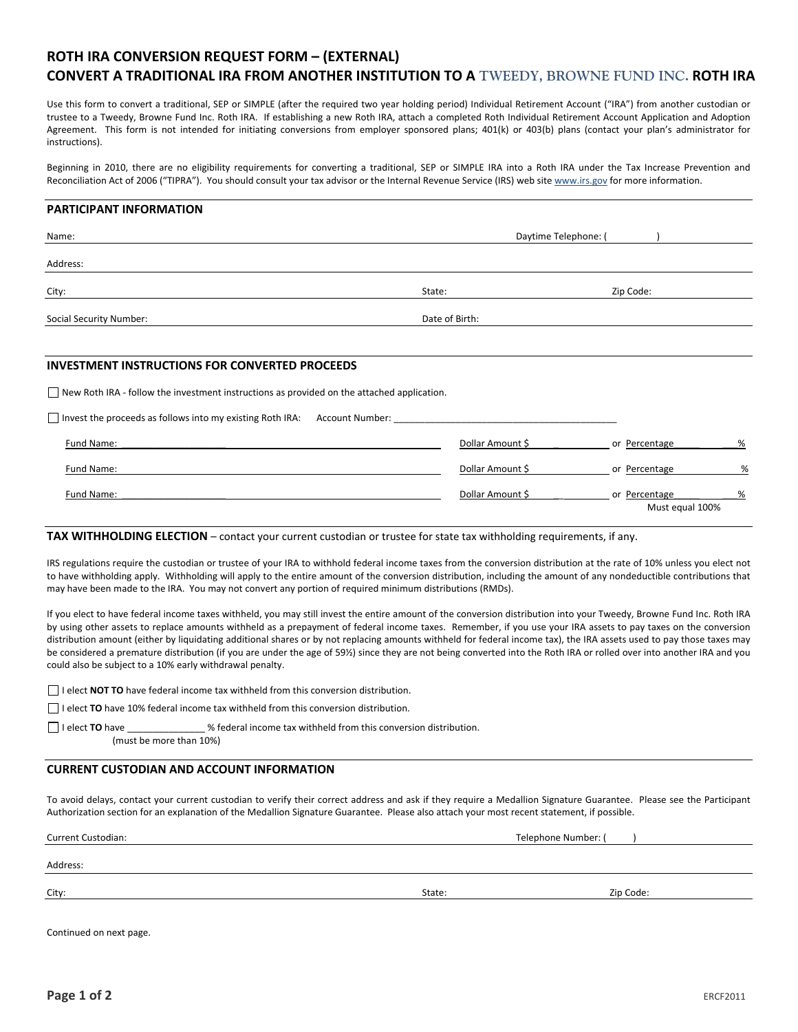# ROTH IRA CONVERSION REQUEST FORM – (EXTERNAL)
# CONVERT A TRADITIONAL IRA FROM ANOTHER INSTITUTION TO A TWEEDY, BROWNE FUND INC. ROTH IRA

Use this form to convert a traditional, SEP or SIMPLE (after the required two year holding period) Individual Retirement Account ("IRA") from another custodian or trustee to a Tweedy, Browne Fund Inc. Roth IRA. If establishing a new Roth IRA, attach a completed Roth Individual Retirement Account Application and Adoption Agreement. This form is not intended for initiating conversions from employer sponsored plans; 401(k) or 403(b) plans (contact your plan's administrator for instructions).

Beginning in 2010, there are no eligibility requirements for converting a traditional, SEP or SIMPLE IRA into a Roth IRA under the Tax Increase Prevention and Reconciliation Act of 2006 ("TIPRA"). You should consult your tax advisor or the Internal Revenue Service (IRS) web site www.irs.gov for more information.

## PARTICIPANT INFORMATION

Name: ____________________ Daytime Telephone: ( )

Address: ____________________

City: ____________________ State: __________ Zip Code: __________

Social Security Number: ____________________ Date of Birth: __________

## INVESTMENT INSTRUCTIONS FOR CONVERTED PROCEEDS

☐ New Roth IRA - follow the investment instructions as provided on the attached application.

☐ Invest the proceeds as follows into my existing Roth IRA: Account Number: ____________________

Fund Name: ____________________ Dollar Amount $ __________ or Percentage ______ %

Fund Name: ____________________ Dollar Amount $ __________ or Percentage ______ %

Fund Name: ____________________ Dollar Amount $ __________ or Percentage ______ %

Must equal 100%

## TAX WITHHOLDING ELECTION – contact your current custodian or trustee for state tax withholding requirements, if any.

IRS regulations require the custodian or trustee of your IRA to withhold federal income taxes from the conversion distribution at the rate of 10% unless you elect not to have withholding apply. Withholding will apply to the entire amount of the conversion distribution, including the amount of any nondeductible contributions that may have been made to the IRA. You may not convert any portion of required minimum distributions (RMDs).

If you elect to have federal income taxes withheld, you may still invest the entire amount of the conversion distribution into your Tweedy, Browne Fund Inc. Roth IRA by using other assets to replace amounts withheld as a prepayment of federal income taxes. Remember, if you use your IRA assets to pay taxes on the conversion distribution amount (either by liquidating additional shares or by not replacing amounts withheld for federal income tax), the IRA assets used to pay those taxes may be considered a premature distribution (if you are under the age of 59½) since they are not being converted into the Roth IRA or rolled over into another IRA and you could also be subject to a 10% early withdrawal penalty.

☐ I elect **NOT TO** have federal income tax withheld from this conversion distribution.

☐ I elect **TO** have 10% federal income tax withheld from this conversion distribution.

☐ I elect **TO** have ______________ % federal income tax withheld from this conversion distribution.
(must be more than 10%)

## CURRENT CUSTODIAN AND ACCOUNT INFORMATION

To avoid delays, contact your current custodian to verify their correct address and ask if they require a Medallion Signature Guarantee. Please see the Participant Authorization section for an explanation of the Medallion Signature Guarantee. Please also attach your most recent statement, if possible.

Current Custodian: ____________________ Telephone Number: ( )

Address: ____________________

City: ____________________ State: __________ Zip Code: __________

Continued on next page.

ERCF2011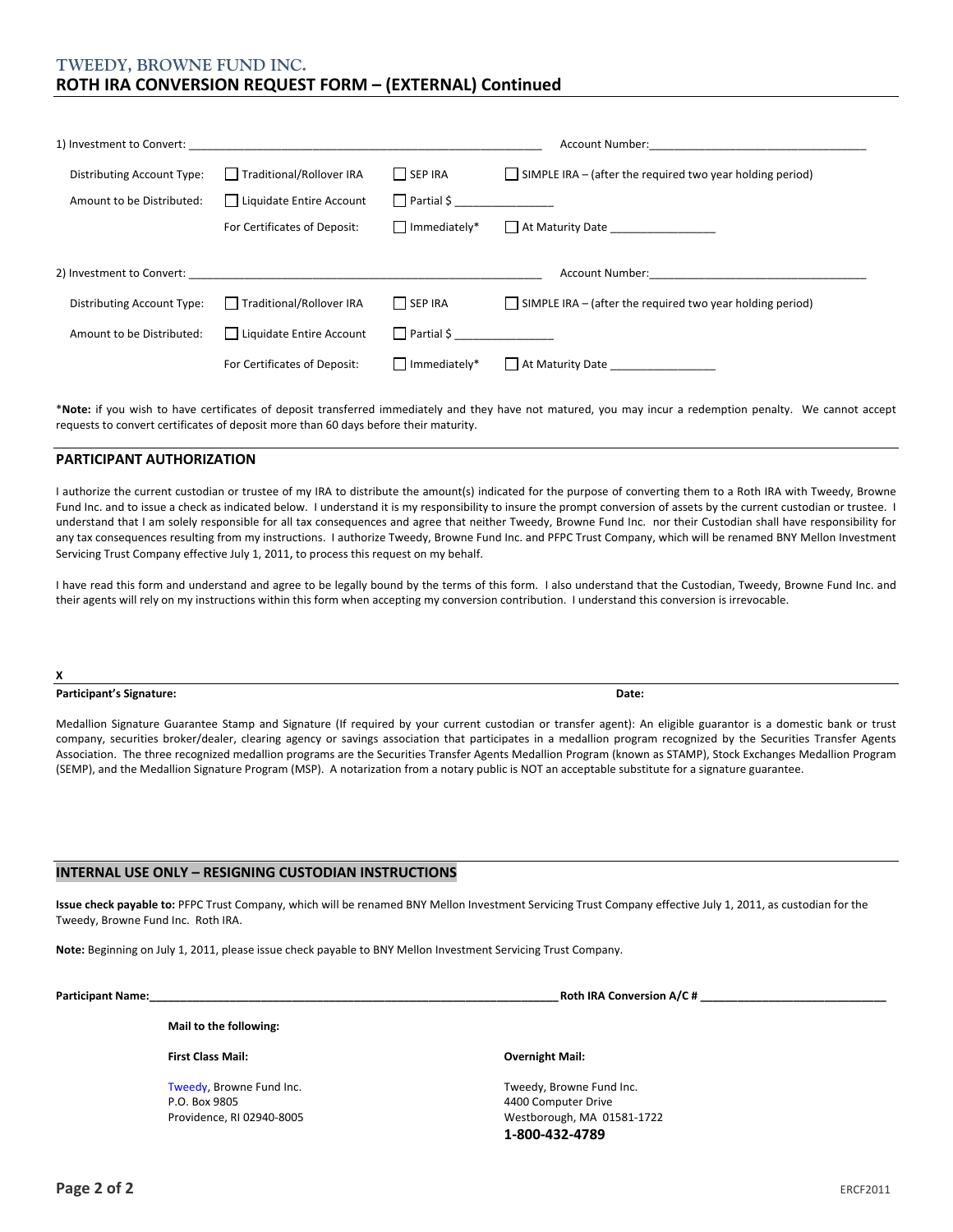TWEEDY, BROWNE FUND INC.

# ROTH IRA CONVERSION REQUEST FORM – (EXTERNAL) Continued

1) Investment to Convert: ______________________________________________ Account Number: ________________________________

Distributing Account Type: ☐ Traditional/Rollover IRA ☐ SEP IRA ☐ SIMPLE IRA – (after the required two year holding period)

Amount to be Distributed: ☐ Liquidate Entire Account ☐ Partial $ _______________

For Certificates of Deposit: ☐ Immediately* ☐ At Maturity Date _______________

2) Investment to Convert: ______________________________________________ Account Number: ________________________________

Distributing Account Type: ☐ Traditional/Rollover IRA ☐ SEP IRA ☐ SIMPLE IRA – (after the required two year holding period)

Amount to be Distributed: ☐ Liquidate Entire Account ☐ Partial $ _______________

For Certificates of Deposit: ☐ Immediately* ☐ At Maturity Date _______________

***Note:** if you wish to have certificates of deposit transferred immediately and they have not matured, you may incur a redemption penalty. We cannot accept requests to convert certificates of deposit more than 60 days before their maturity.

## PARTICIPANT AUTHORIZATION

I authorize the current custodian or trustee of my IRA to distribute the amount(s) indicated for the purpose of converting them to a Roth IRA with Tweedy, Browne Fund Inc. and to issue a check as indicated below. I understand it is my responsibility to insure the prompt conversion of assets by the current custodian or trustee. I understand that I am solely responsible for all tax consequences and agree that neither Tweedy, Browne Fund Inc. nor their Custodian shall have responsibility for any tax consequences resulting from my instructions. I authorize Tweedy, Browne Fund Inc. and PFPC Trust Company, which will be renamed BNY Mellon Investment Servicing Trust Company effective July 1, 2011, to process this request on my behalf.

I have read this form and understand and agree to be legally bound by the terms of this form. I also understand that the Custodian, Tweedy, Browne Fund Inc. and their agents will rely on my instructions within this form when accepting my conversion contribution. I understand this conversion is irrevocable.

X

**Participant's Signature:** **Date:**

Medallion Signature Guarantee Stamp and Signature (If required by your current custodian or transfer agent): An eligible guarantor is a domestic bank or trust company, securities broker/dealer, clearing agency or savings association that participates in a medallion program recognized by the Securities Transfer Agents Association. The three recognized medallion programs are the Securities Transfer Agents Medallion Program (known as STAMP), Stock Exchanges Medallion Program (SEMP), and the Medallion Signature Program (MSP). A notarization from a notary public is NOT an acceptable substitute for a signature guarantee.

## INTERNAL USE ONLY – RESIGNING CUSTODIAN INSTRUCTIONS

**Issue check payable to:** PFPC Trust Company, which will be renamed BNY Mellon Investment Servicing Trust Company effective July 1, 2011, as custodian for the Tweedy, Browne Fund Inc. Roth IRA.

**Note:** Beginning on July 1, 2011, please issue check payable to BNY Mellon Investment Servicing Trust Company.

**Participant Name:**_____________________________________________ **Roth IRA Conversion A/C #** ____________________________

**Mail to the following:**

**First Class Mail:**

Tweedy, Browne Fund Inc.
P.O. Box 9805
Providence, RI 02940-8005

**Overnight Mail:**

Tweedy, Browne Fund Inc.
4400 Computer Drive
Westborough, MA 01581-1722

**1-800-432-4789**

ERCF2011